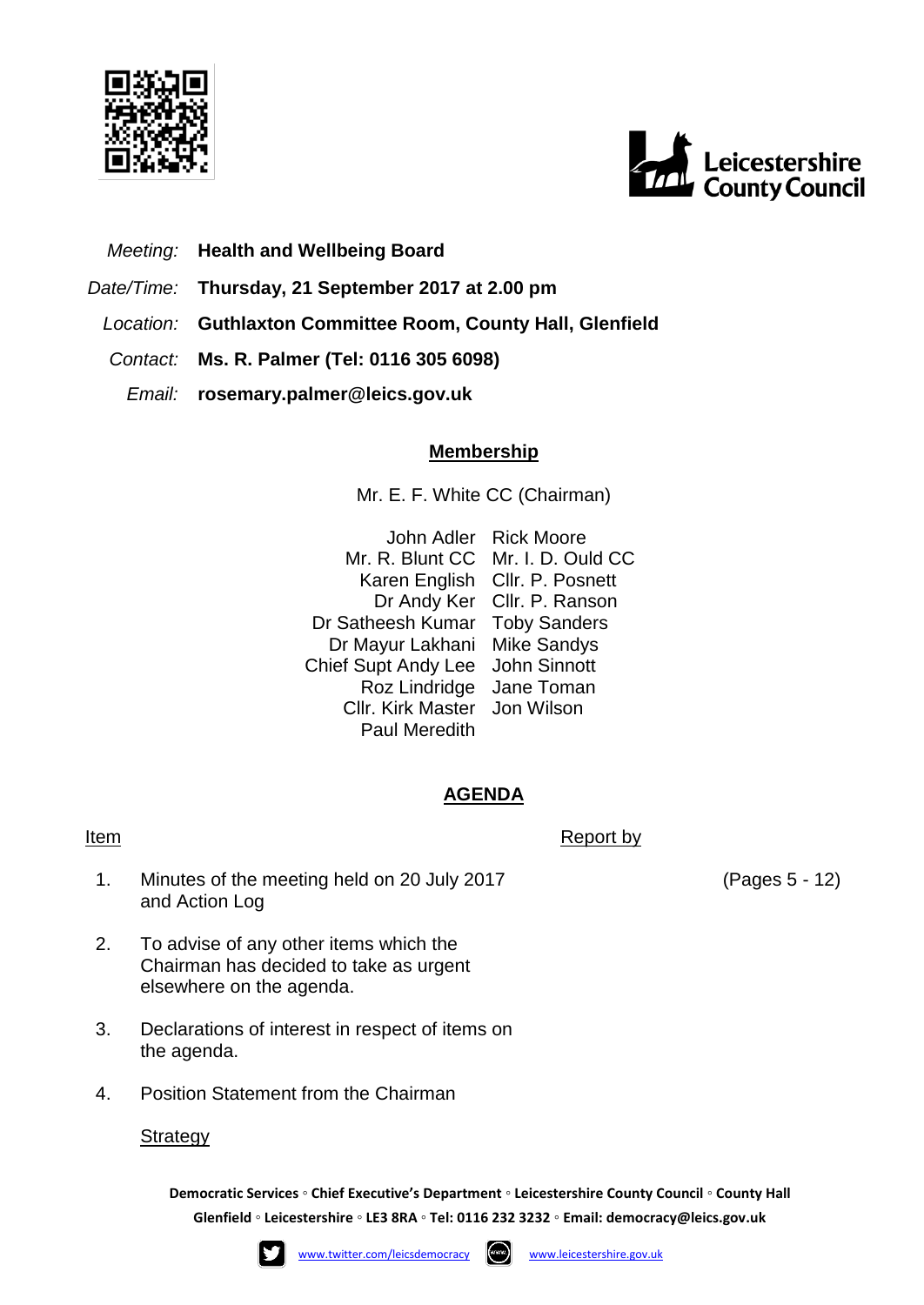Leicestershire County Council

*Meeting:* **Health and Wellbeing Board**

*Date/Time:* **Thursday, 21 September 2017 at 2.00 pm**

*Location:* **Guthlaxton Committee Room, County Hall, Glenfield**

*Contact:* **Ms. R. Palmer (Tel: 0116 305 6098)**

*Email:* **rosemary.palmer@leics.gov.uk**

## Membership

Mr. E. F. White CC (Chairman)

| | |
|---|---|
| John Adler | Rick Moore |
| Mr. R. Blunt CC | Mr. I. D. Ould CC |
| Karen English | Cllr. P. Posnett |
| Dr Andy Ker | Cllr. P. Ranson |
| Dr Satheesh Kumar | Toby Sanders |
| Dr Mayur Lakhani | Mike Sandys |
| Chief Supt Andy Lee | John Sinnott |
| Roz Lindridge | Jane Toman |
| Cllr. Kirk Master | Jon Wilson |
| Paul Meredith | |

## AGENDA

| Item | | Report by | |
|---|---|---|---|
| 1. | Minutes of the meeting held on 20 July 2017 and Action Log | | (Pages 5 - 12) |
| 2. | To advise of any other items which the Chairman has decided to take as urgent elsewhere on the agenda. | | |
| 3. | Declarations of interest in respect of items on the agenda. | | |
| 4. | Position Statement from the Chairman | | |

Strategy

**Democratic Services ◦ Chief Executive's Department ◦ Leicestershire County Council ◦ County Hall Glenfield ◦ Leicestershire ◦ LE3 8RA ◦ Tel: 0116 232 3232 ◦ Email: democracy@leics.gov.uk**

www.twitter.com/leicsdemocracy www.leicestershire.gov.uk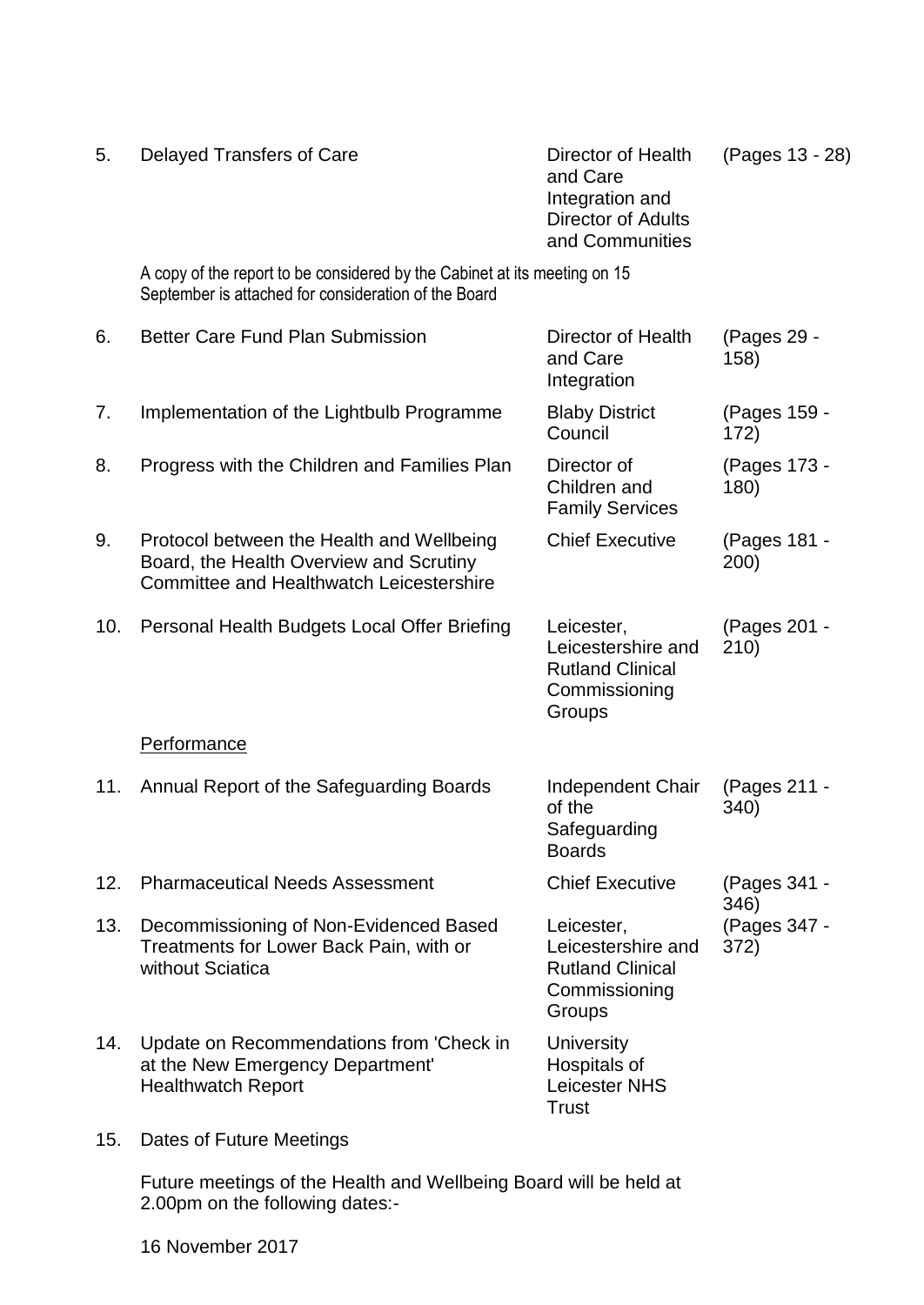| | | | |
|---|---|---|---|
| 5. | Delayed Transfers of Care | Director of Health and Care Integration and Director of Adults and Communities | (Pages 13 - 28) |
| | A copy of the report to be considered by the Cabinet at its meeting on 15 September is attached for consideration of the Board | | |
| 6. | Better Care Fund Plan Submission | Director of Health and Care Integration | (Pages 29 - 158) |
| 7. | Implementation of the Lightbulb Programme | Blaby District Council | (Pages 159 - 172) |
| 8. | Progress with the Children and Families Plan | Director of Children and Family Services | (Pages 173 - 180) |
| 9. | Protocol between the Health and Wellbeing Board, the Health Overview and Scrutiny Committee and Healthwatch Leicestershire | Chief Executive | (Pages 181 - 200) |
| 10. | Personal Health Budgets Local Offer Briefing | Leicester, Leicestershire and Rutland Clinical Commissioning Groups | (Pages 201 - 210) |
| | <u>Performance</u> | | |
| 11. | Annual Report of the Safeguarding Boards | Independent Chair of the Safeguarding Boards | (Pages 211 - 340) |
| 12. | Pharmaceutical Needs Assessment | Chief Executive | (Pages 341 - 346) |
| 13. | Decommissioning of Non-Evidenced Based Treatments for Lower Back Pain, with or without Sciatica | Leicester, Leicestershire and Rutland Clinical Commissioning Groups | (Pages 347 - 372) |
| 14. | Update on Recommendations from 'Check in at the New Emergency Department' Healthwatch Report | University Hospitals of Leicester NHS Trust | |

15. Dates of Future Meetings

Future meetings of the Health and Wellbeing Board will be held at 2.00pm on the following dates:-

16 November 2017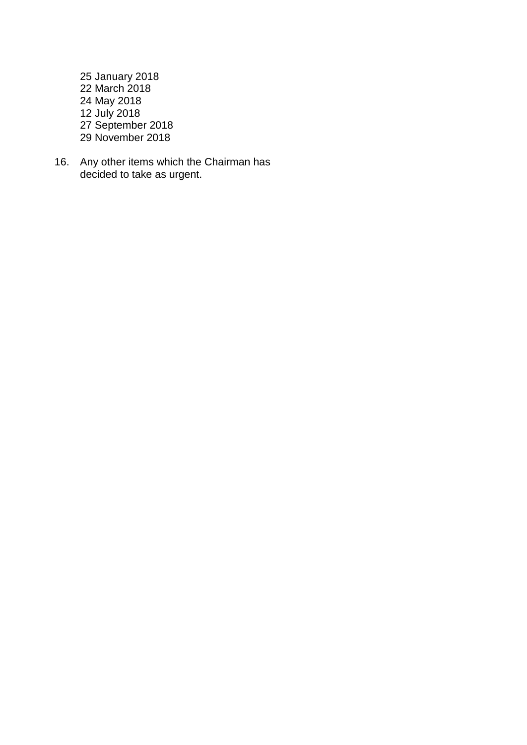25 January 2018
22 March 2018
24 May 2018
12 July 2018
27 September 2018
29 November 2018

16. Any other items which the Chairman has decided to take as urgent.